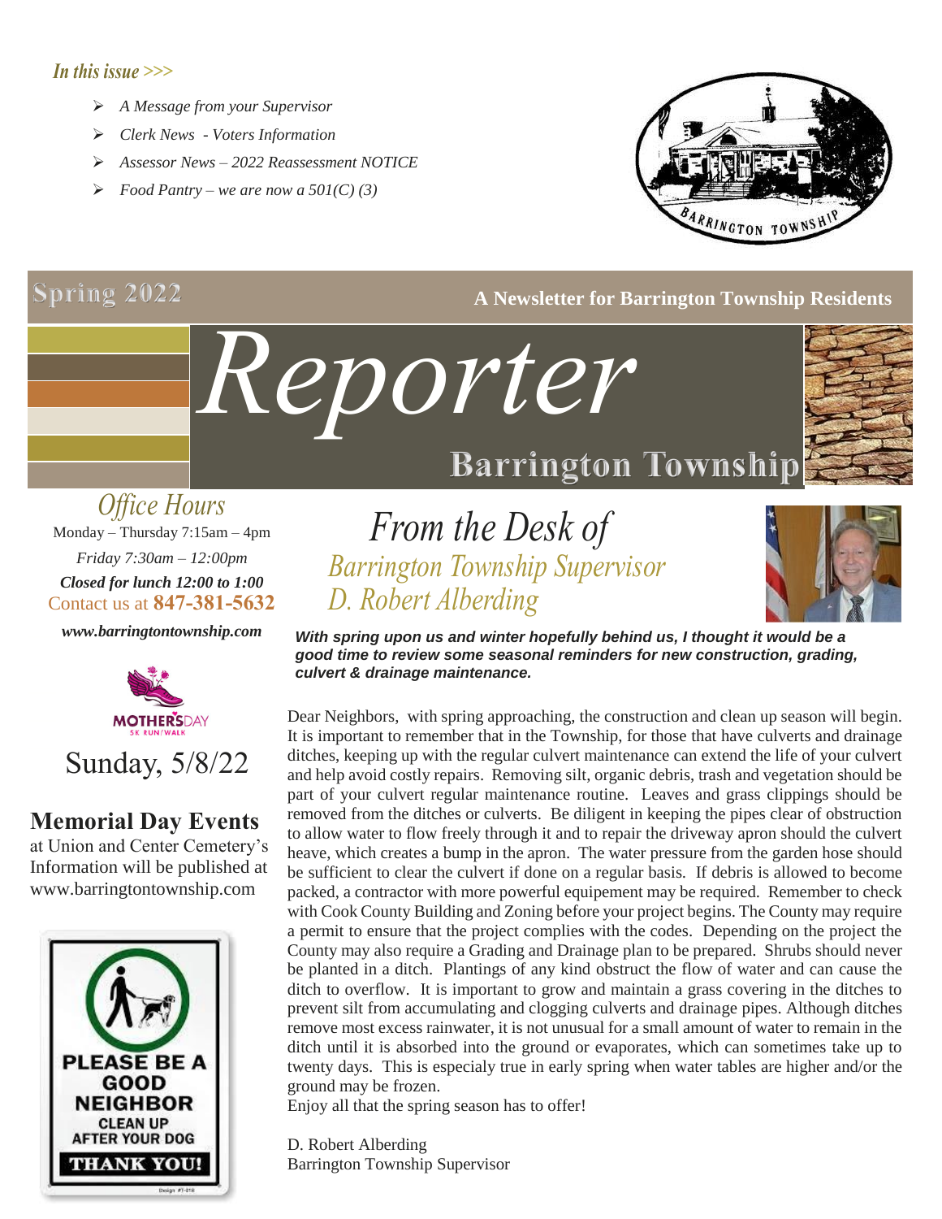*In this issue >>>*

- *A Message from your Supervisor*
- *Clerk News - Voters Information*
- *Assessor News – 2022 Reassessment NOTICE*
- *Food Pantry – we are now a 501(C) (3)*

BARRINGTON TOWNSHIP

**Spring 2022**

**A Newsletter for Barrington Township Residents**

# *Reporter*

## Barrington Township

*Office Hours*

Monday – Thursday 7:15am – 4pm

*Friday 7:30am – 12:00pm*

***Closed for lunch 12:00 to 1:00***

Contact us at **847-381-5632**

***www.barringtontownship.com***

MOTHER'S DAY 5K RUN/WALK

Sunday, 5/8/22

**Memorial Day Events**

at Union and Center Cemetery's Information will be published at www.barringtontownship.com

PLEASE BE A GOOD NEIGHBOR
CLEAN UP AFTER YOUR DOG
THANK YOU!

# *From the Desk of*

## *Barrington Township Supervisor D. Robert Alberding*

***With spring upon us and winter hopefully behind us, I thought it would be a good time to review some seasonal reminders for new construction, grading, culvert & drainage maintenance.***

Dear Neighbors, with spring approaching, the construction and clean up season will begin. It is important to remember that in the Township, for those that have culverts and drainage ditches, keeping up with the regular culvert maintenance can extend the life of your culvert and help avoid costly repairs. Removing silt, organic debris, trash and vegetation should be part of your culvert regular maintenance routine. Leaves and grass clippings should be removed from the ditches or culverts. Be diligent in keeping the pipes clear of obstruction to allow water to flow freely through it and to repair the driveway apron should the culvert heave, which creates a bump in the apron. The water pressure from the garden hose should be sufficient to clear the culvert if done on a regular basis. If debris is allowed to become packed, a contractor with more powerful equipement may be required. Remember to check with Cook County Building and Zoning before your project begins. The County may require a permit to ensure that the project complies with the codes. Depending on the project the County may also require a Grading and Drainage plan to be prepared. Shrubs should never be planted in a ditch. Plantings of any kind obstruct the flow of water and can cause the ditch to overflow. It is important to grow and maintain a grass covering in the ditches to prevent silt from accumulating and clogging culverts and drainage pipes. Although ditches remove most excess rainwater, it is not unusual for a small amount of water to remain in the ditch until it is absorbed into the ground or evaporates, which can sometimes take up to twenty days. This is especialy true in early spring when water tables are higher and/or the ground may be frozen.

Enjoy all that the spring season has to offer!

D. Robert Alberding
Barrington Township Supervisor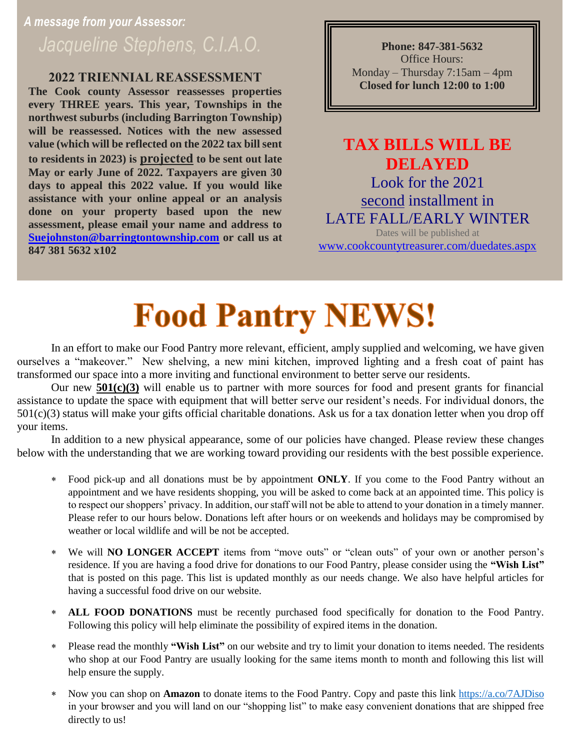*A message from your Assessor:*

*Jacqueline Stephens, C.I.A.O.*

### 2022 TRIENNIAL REASSESSMENT

**The Cook county Assessor reassesses properties every THREE years. This year, Townships in the northwest suburbs (including Barrington Township) will be reassessed. Notices with the new assessed value (which will be reflected on the 2022 tax bill sent to residents in 2023) is projected to be sent out late May or early June of 2022. Taxpayers are given 30 days to appeal this 2022 value. If you would like assistance with your online appeal or an analysis done on your property based upon the new assessment, please email your name and address to Suejohnston@barringtontownship.com or call us at 847 381 5632 x102**

**Phone: 847-381-5632**
Office Hours:
Monday – Thursday 7:15am – 4pm
**Closed for lunch 12:00 to 1:00**

**TAX BILLS WILL BE DELAYED**

Look for the 2021 second installment in LATE FALL/EARLY WINTER

Dates will be published at
www.cookcountytreasurer.com/duedates.aspx

# Food Pantry NEWS!

In an effort to make our Food Pantry more relevant, efficient, amply supplied and welcoming, we have given ourselves a "makeover." New shelving, a new mini kitchen, improved lighting and a fresh coat of paint has transformed our space into a more inviting and functional environment to better serve our residents.

Our new **501(c)(3)** will enable us to partner with more sources for food and present grants for financial assistance to update the space with equipment that will better serve our resident's needs. For individual donors, the 501(c)(3) status will make your gifts official charitable donations. Ask us for a tax donation letter when you drop off your items.

In addition to a new physical appearance, some of our policies have changed. Please review these changes below with the understanding that we are working toward providing our residents with the best possible experience.

* Food pick-up and all donations must be by appointment **ONLY**. If you come to the Food Pantry without an appointment and we have residents shopping, you will be asked to come back at an appointed time. This policy is to respect our shoppers' privacy. In addition, our staff will not be able to attend to your donation in a timely manner. Please refer to our hours below. Donations left after hours or on weekends and holidays may be compromised by weather or local wildlife and will be not be accepted.

* We will **NO LONGER ACCEPT** items from "move outs" or "clean outs" of your own or another person's residence. If you are having a food drive for donations to our Food Pantry, please consider using the **"Wish List"** that is posted on this page. This list is updated monthly as our needs change. We also have helpful articles for having a successful food drive on our website.

* **ALL FOOD DONATIONS** must be recently purchased food specifically for donation to the Food Pantry. Following this policy will help eliminate the possibility of expired items in the donation.

* Please read the monthly **"Wish List"** on our website and try to limit your donation to items needed. The residents who shop at our Food Pantry are usually looking for the same items month to month and following this list will help ensure the supply.

* Now you can shop on **Amazon** to donate items to the Food Pantry. Copy and paste this link https://a.co/7AJDiso in your browser and you will land on our "shopping list" to make easy convenient donations that are shipped free directly to us!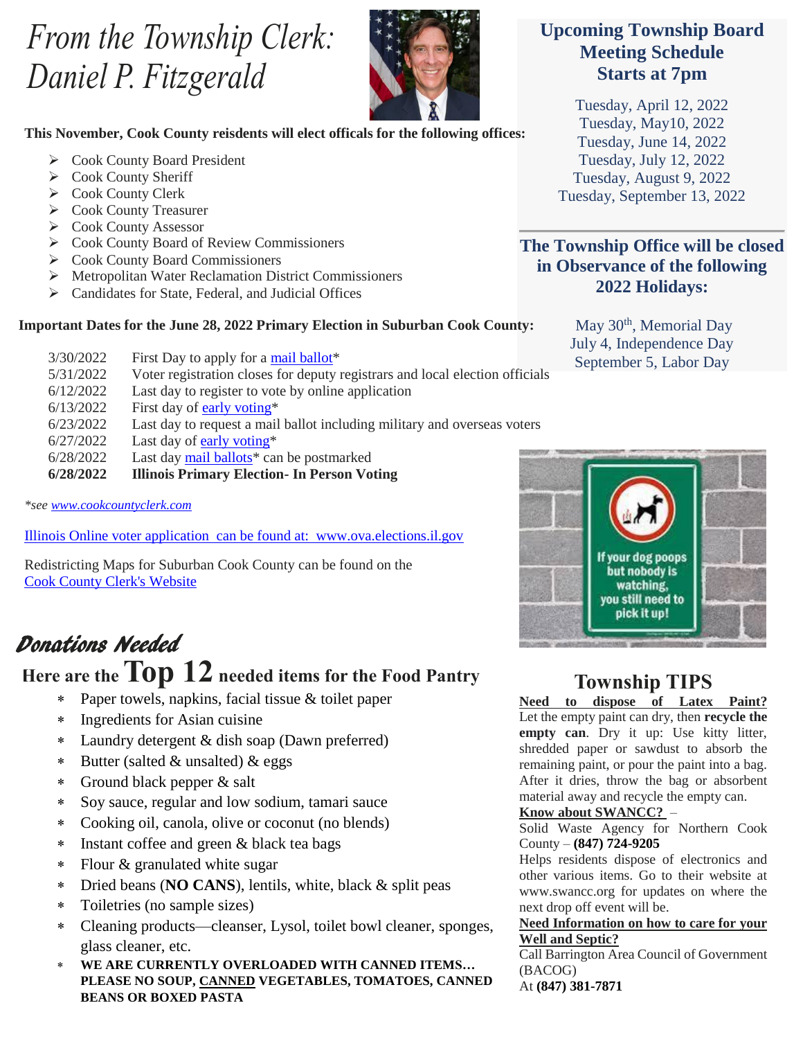# *From the Township Clerk: Daniel P. Fitzgerald*

**This November, Cook County reisdents will elect officals for the following offices:**

- Cook County Board President
- Cook County Sheriff
- Cook County Clerk
- Cook County Treasurer
- Cook County Assessor
- Cook County Board of Review Commissioners
- Cook County Board Commissioners
- Metropolitan Water Reclamation District Commissioners
- Candidates for State, Federal, and Judicial Offices

**Important Dates for the June 28, 2022 Primary Election in Suburban Cook County:**

| | |
|---|---|
| 3/30/2022 | First Day to apply for a mail ballot* |
| 5/31/2022 | Voter registration closes for deputy registrars and local election officials |
| 6/12/2022 | Last day to register to vote by online application |
| 6/13/2022 | First day of early voting* |
| 6/23/2022 | Last day to request a mail ballot including military and overseas voters |
| 6/27/2022 | Last day of early voting* |
| 6/28/2022 | Last day mail ballots* can be postmarked |
| **6/28/2022** | **Illinois Primary Election- In Person Voting** |

*\*see www.cookcountyclerk.com*

Illinois Online voter application can be found at: www.ova.elections.il.gov

Redistricting Maps for Suburban Cook County can be found on the Cook County Clerk's Website

## Upcoming Township Board Meeting Schedule Starts at 7pm

Tuesday, April 12, 2022
Tuesday, May10, 2022
Tuesday, June 14, 2022
Tuesday, July 12, 2022
Tuesday, August 9, 2022
Tuesday, September 13, 2022

## The Township Office will be closed in Observance of the following 2022 Holidays:

May 30th, Memorial Day
July 4, Independence Day
September 5, Labor Day

If your dog poops but nobody is watching, you still need to pick it up!

## *Donations Needed*

### Here are the Top 12 needed items for the Food Pantry

- Paper towels, napkins, facial tissue & toilet paper
- Ingredients for Asian cuisine
- Laundry detergent & dish soap (Dawn preferred)
- Butter (salted & unsalted) & eggs
- Ground black pepper & salt
- Soy sauce, regular and low sodium, tamari sauce
- Cooking oil, canola, olive or coconut (no blends)
- Instant coffee and green & black tea bags
- Flour & granulated white sugar
- Dried beans (**NO CANS**), lentils, white, black & split peas
- Toiletries (no sample sizes)
- Cleaning products—cleanser, Lysol, toilet bowl cleaner, sponges, glass cleaner, etc.
- **WE ARE CURRENTLY OVERLOADED WITH CANNED ITEMS… PLEASE NO SOUP, CANNED VEGETABLES, TOMATOES, CANNED BEANS OR BOXED PASTA**

## Township TIPS

**Need to dispose of Latex Paint?**
Let the empty paint can dry, then **recycle the empty can**. Dry it up: Use kitty litter, shredded paper or sawdust to absorb the remaining paint, or pour the paint into a bag. After it dries, throw the bag or absorbent material away and recycle the empty can.

**Know about SWANCC?** –
Solid Waste Agency for Northern Cook County – **(847) 724-9205**
Helps residents dispose of electronics and other various items. Go to their website at www.swancc.org for updates on where the next drop off event will be.

**Need Information on how to care for your Well and Septic?**
Call Barrington Area Council of Government (BACOG)
At **(847) 381-7871**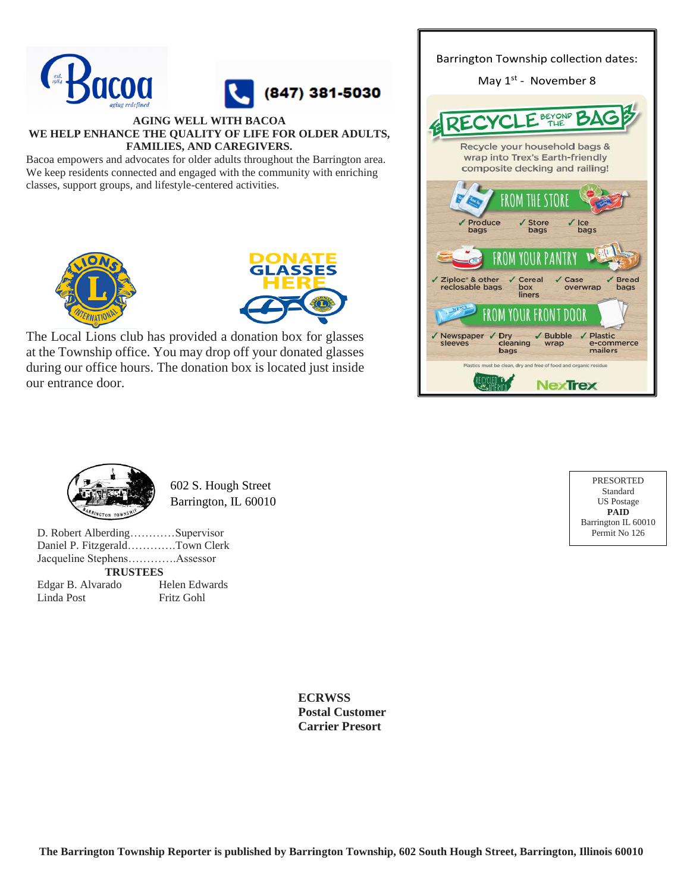(847) 381-5030

**AGING WELL WITH BACOA**

**WE HELP ENHANCE THE QUALITY OF LIFE FOR OLDER ADULTS, FAMILIES, AND CAREGIVERS.**

Bacoa empowers and advocates for older adults throughout the Barrington area. We keep residents connected and engaged with the community with enriching classes, support groups, and lifestyle-centered activities.

DONATE GLASSES HERE

The Local Lions club has provided a donation box for glasses at the Township office. You may drop off your donated glasses during our office hours. The donation box is located just inside our entrance door.

Barrington Township collection dates:

May 1st - November 8

RECYCLE BEYOND THE BAG

Recycle your household bags & wrap into Trex's Earth-friendly composite decking and railing!

FROM THE STORE

✓ Produce bags ✓ Store bags ✓ Ice bags

FROM YOUR PANTRY

✓ Ziploc® & other reclosable bags ✓ Cereal box liners ✓ Case overwrap ✓ Bread bags

FROM YOUR FRONT DOOR

✓ Newspaper sleeves ✓ Dry cleaning bags ✓ Bubble wrap ✓ Plastic e-commerce mailers

Plastics must be clean, dry and free of food and organic residue

NexTrex

602 S. Hough Street
Barrington, IL 60010

D. Robert Alberding…………Supervisor
Daniel P. Fitzgerald………….Town Clerk
Jacqueline Stephens………….Assessor

**TRUSTEES**

Edgar B. Alvarado — Helen Edwards
Linda Post — Fritz Gohl

PRESORTED
Standard
US Postage
**PAID**
Barrington IL 60010
Permit No 126

**ECRWSS**
**Postal Customer**
**Carrier Presort**

**The Barrington Township Reporter is published by Barrington Township, 602 South Hough Street, Barrington, Illinois 60010**